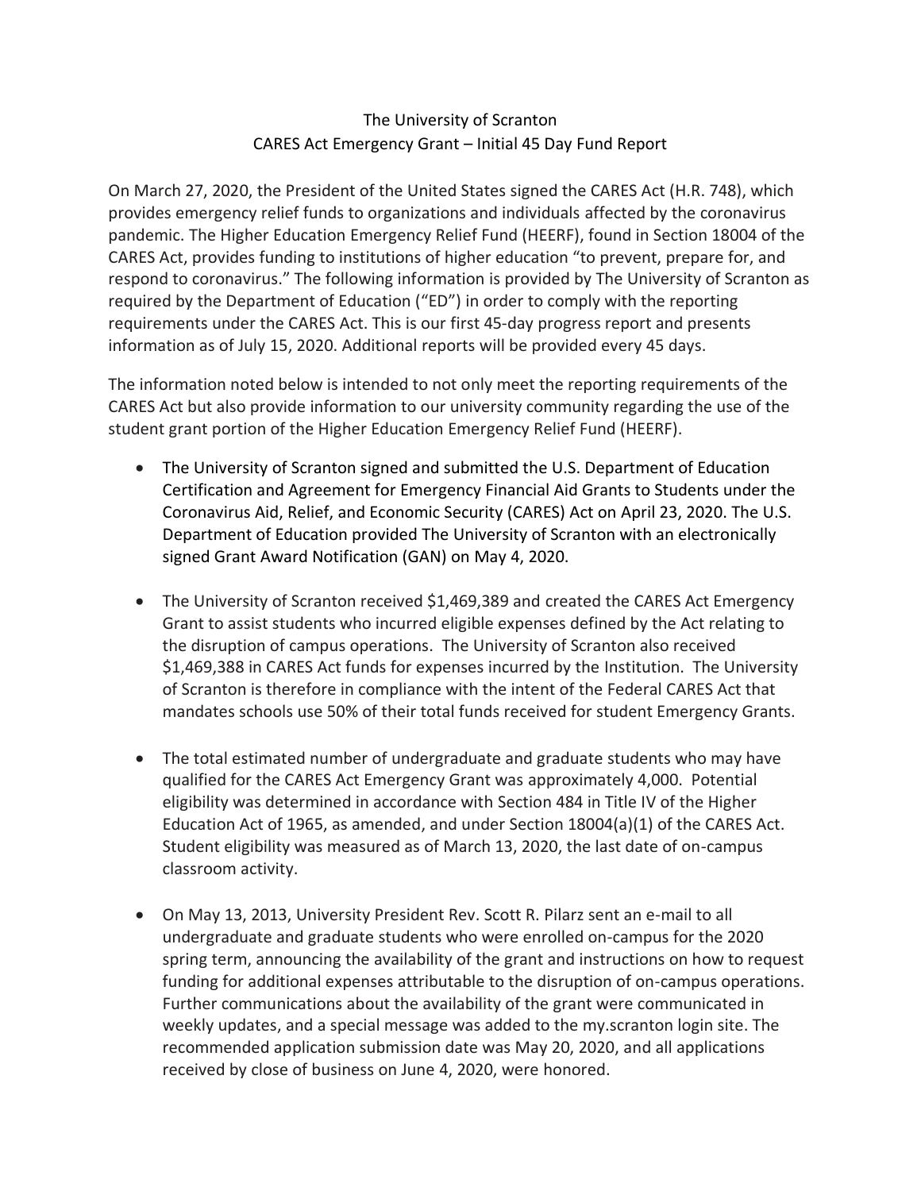# The University of Scranton
## CARES Act Emergency Grant – Initial 45 Day Fund Report

On March 27, 2020, the President of the United States signed the CARES Act (H.R. 748), which provides emergency relief funds to organizations and individuals affected by the coronavirus pandemic. The Higher Education Emergency Relief Fund (HEERF), found in Section 18004 of the CARES Act, provides funding to institutions of higher education "to prevent, prepare for, and respond to coronavirus." The following information is provided by The University of Scranton as required by the Department of Education ("ED") in order to comply with the reporting requirements under the CARES Act. This is our first 45-day progress report and presents information as of July 15, 2020. Additional reports will be provided every 45 days.

The information noted below is intended to not only meet the reporting requirements of the CARES Act but also provide information to our university community regarding the use of the student grant portion of the Higher Education Emergency Relief Fund (HEERF).

- The University of Scranton signed and submitted the U.S. Department of Education Certification and Agreement for Emergency Financial Aid Grants to Students under the Coronavirus Aid, Relief, and Economic Security (CARES) Act on April 23, 2020. The U.S. Department of Education provided The University of Scranton with an electronically signed Grant Award Notification (GAN) on May 4, 2020.

- The University of Scranton received $1,469,389 and created the CARES Act Emergency Grant to assist students who incurred eligible expenses defined by the Act relating to the disruption of campus operations. The University of Scranton also received $1,469,388 in CARES Act funds for expenses incurred by the Institution. The University of Scranton is therefore in compliance with the intent of the Federal CARES Act that mandates schools use 50% of their total funds received for student Emergency Grants.

- The total estimated number of undergraduate and graduate students who may have qualified for the CARES Act Emergency Grant was approximately 4,000. Potential eligibility was determined in accordance with Section 484 in Title IV of the Higher Education Act of 1965, as amended, and under Section 18004(a)(1) of the CARES Act. Student eligibility was measured as of March 13, 2020, the last date of on-campus classroom activity.

- On May 13, 2013, University President Rev. Scott R. Pilarz sent an e-mail to all undergraduate and graduate students who were enrolled on-campus for the 2020 spring term, announcing the availability of the grant and instructions on how to request funding for additional expenses attributable to the disruption of on-campus operations. Further communications about the availability of the grant were communicated in weekly updates, and a special message was added to the my.scranton login site. The recommended application submission date was May 20, 2020, and all applications received by close of business on June 4, 2020, were honored.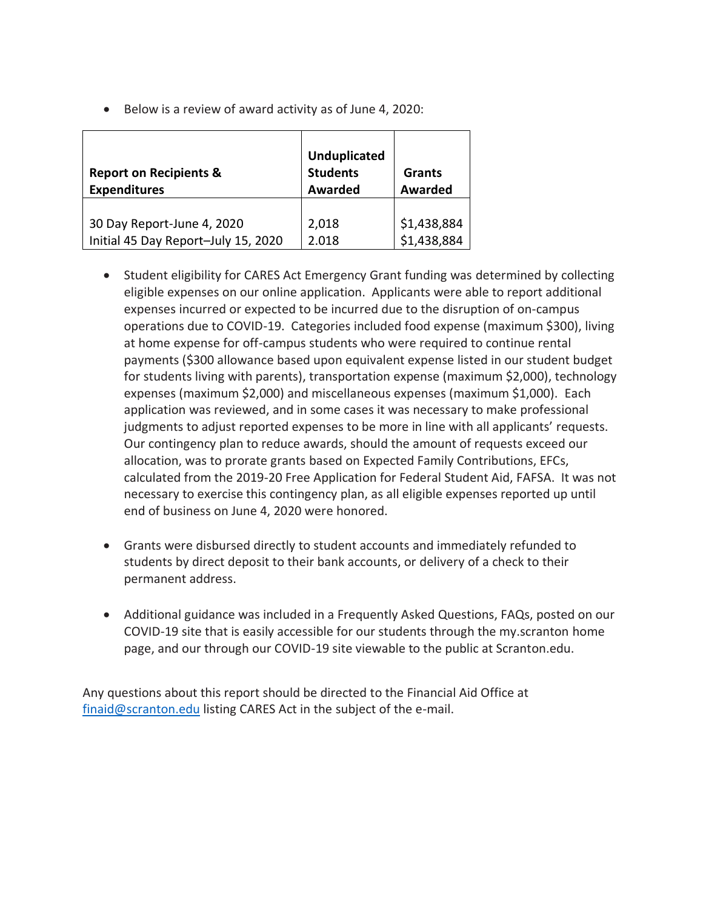- Below is a review of award activity as of June 4, 2020:

| Report on Recipients & Expenditures | Unduplicated Students Awarded | Grants Awarded |
|---|---|---|
| 30 Day Report-June 4, 2020 | 2,018 | $1,438,884 |
| Initial 45 Day Report–July 15, 2020 | 2.018 | $1,438,884 |

- Student eligibility for CARES Act Emergency Grant funding was determined by collecting eligible expenses on our online application. Applicants were able to report additional expenses incurred or expected to be incurred due to the disruption of on-campus operations due to COVID-19. Categories included food expense (maximum $300), living at home expense for off-campus students who were required to continue rental payments ($300 allowance based upon equivalent expense listed in our student budget for students living with parents), transportation expense (maximum $2,000), technology expenses (maximum $2,000) and miscellaneous expenses (maximum $1,000). Each application was reviewed, and in some cases it was necessary to make professional judgments to adjust reported expenses to be more in line with all applicants' requests. Our contingency plan to reduce awards, should the amount of requests exceed our allocation, was to prorate grants based on Expected Family Contributions, EFCs, calculated from the 2019-20 Free Application for Federal Student Aid, FAFSA. It was not necessary to exercise this contingency plan, as all eligible expenses reported up until end of business on June 4, 2020 were honored.

- Grants were disbursed directly to student accounts and immediately refunded to students by direct deposit to their bank accounts, or delivery of a check to their permanent address.

- Additional guidance was included in a Frequently Asked Questions, FAQs, posted on our COVID-19 site that is easily accessible for our students through the my.scranton home page, and our through our COVID-19 site viewable to the public at Scranton.edu.

Any questions about this report should be directed to the Financial Aid Office at [finaid@scranton.edu](mailto:finaid@scranton.edu) listing CARES Act in the subject of the e-mail.